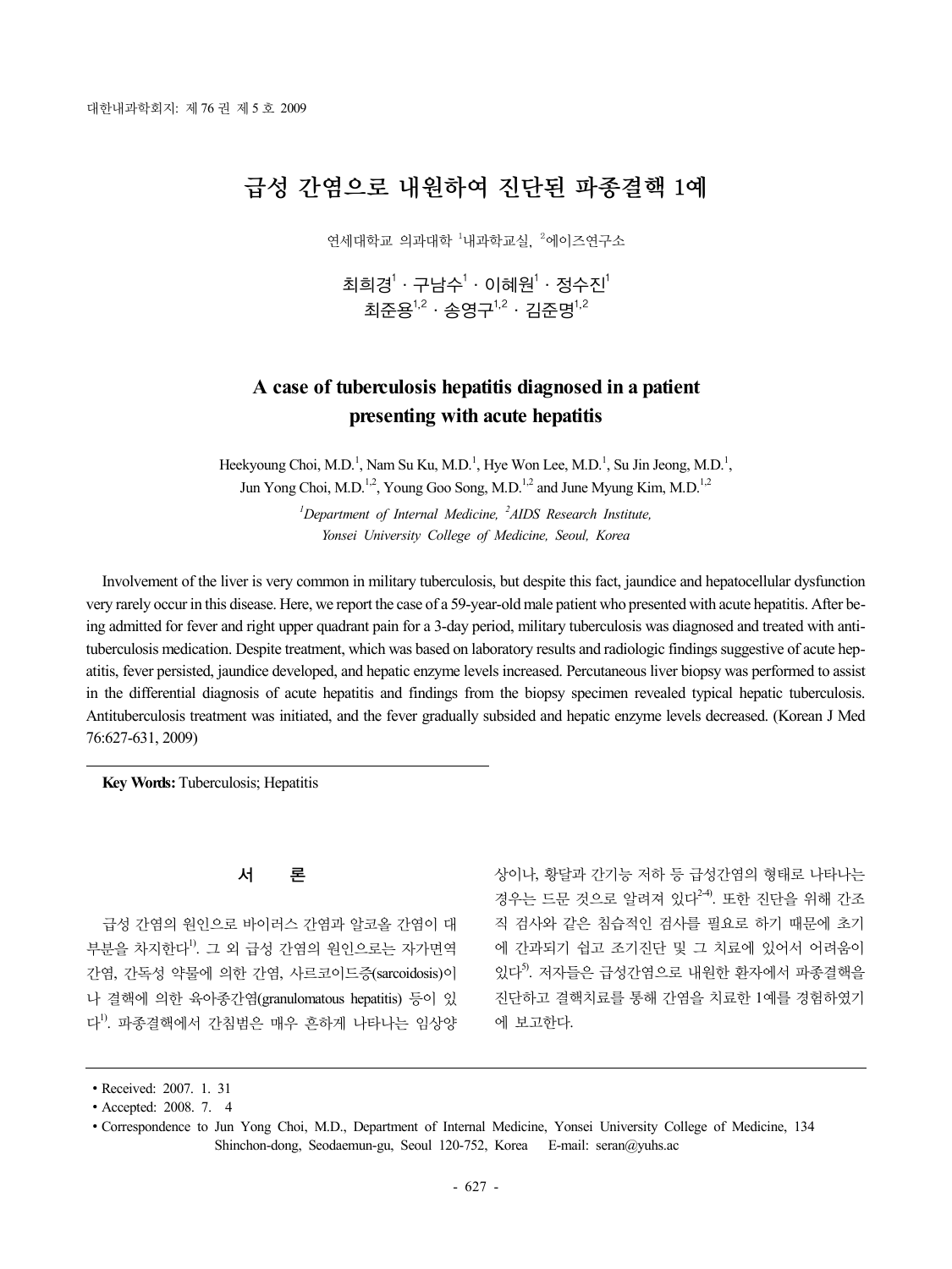# 급성 간염으로 내원하여 진단된 파종결핵 1예

연세대학교 의과대학 [1]내과학교실, [2]에이즈연구소

최희경[1]·구남수[1]·이혜원[1]·정수진[1]
최준용[1,2]·송영구[1,2]·김준명[1,2]

## A case of tuberculosis hepatitis diagnosed in a patient presenting with acute hepatitis

Heekyoung Choi, M.D.[1], Nam Su Ku, M.D.[1], Hye Won Lee, M.D.[1], Su Jin Jeong, M.D.[1], Jun Yong Choi, M.D.[1,2], Young Goo Song, M.D.[1,2] and June Myung Kim, M.D.[1,2]

*[1]Department of Internal Medicine, [2]AIDS Research Institute, Yonsei University College of Medicine, Seoul, Korea*

Involvement of the liver is very common in military tuberculosis, but despite this fact, jaundice and hepatocellular dysfunction very rarely occur in this disease. Here, we report the case of a 59-year-old male patient who presented with acute hepatitis. After being admitted for fever and right upper quadrant pain for a 3-day period, military tuberculosis was diagnosed and treated with antituberculosis medication. Despite treatment, which was based on laboratory results and radiologic findings suggestive of acute hepatitis, fever persisted, jaundice developed, and hepatic enzyme levels increased. Percutaneous liver biopsy was performed to assist in the differential diagnosis of acute hepatitis and findings from the biopsy specimen revealed typical hepatic tuberculosis. Antituberculosis treatment was initiated, and the fever gradually subsided and hepatic enzyme levels decreased. (Korean J Med 76:627-631, 2009)

**Key Words:** Tuberculosis; Hepatitis

## 서 론

급성 간염의 원인으로 바이러스 간염과 알코올 간염이 대부분을 차지한다[1)]. 그 외 급성 간염의 원인으로는 자가면역 간염, 간독성 약물에 의한 간염, 사르코이드증(sarcoidosis)이나 결핵에 의한 육아종간염(granulomatous hepatitis) 등이 있다[1)]. 파종결핵에서 간침범은 매우 흔하게 나타나는 임상양상이나, 황달과 간기능 저하 등 급성간염의 형태로 나타나는 경우는 드문 것으로 알려져 있다[2-4)]. 또한 진단을 위해 간조직 검사와 같은 침습적인 검사를 필요로 하기 때문에 초기에 간과되기 쉽고 조기진단 및 그 치료에 있어서 어려움이 있다[5)]. 저자들은 급성간염으로 내원한 환자에서 파종결핵을 진단하고 결핵치료를 통해 간염을 치료한 1예를 경험하였기에 보고한다.

---

- Received: 2007. 1. 31
- Accepted: 2008. 7. 4
- Correspondence to Jun Yong Choi, M.D., Department of Internal Medicine, Yonsei University College of Medicine, 134 Shinchon-dong, Seodaemun-gu, Seoul 120-752, Korea E-mail: seran@yuhs.ac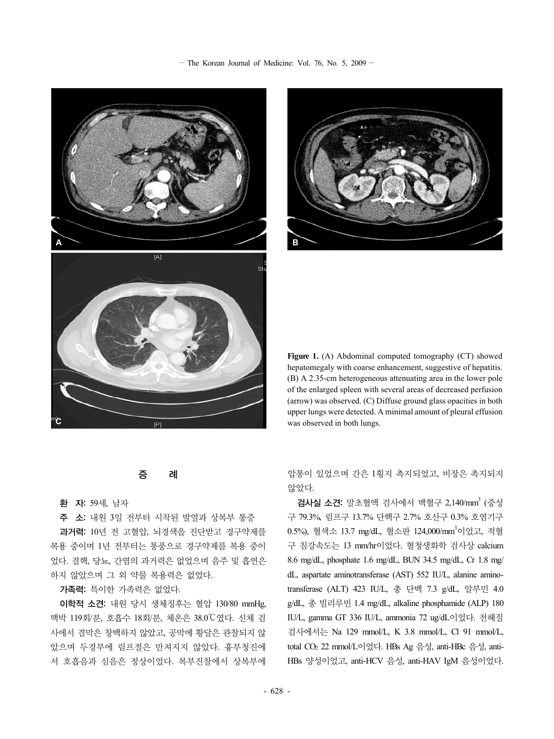**Figure 1.** (A) Abdominal computed tomography (CT) showed hepatomegaly with coarse enhancement, suggestive of hepatitis. (B) A 2.35-cm heterogeneous attenuating area in the lower pole of the enlarged spleen with several areas of decreased perfusion (arrow) was observed. (C) Diffuse ground glass opacities in both upper lungs were detected. A minimal amount of pleural effusion was observed in both lungs.

## 증 례

**환 자:** 59세, 남자

**주 소:** 내원 3일 전부터 시작된 발열과 상복부 통증

**과거력:** 10년 전 고혈압, 뇌경색을 진단받고 경구약제를 복용 중이며 1년 전부터는 통풍으로 경구약제를 복용 중이었다. 결핵, 당뇨, 간염의 과거력은 없었으며 음주 및 흡연은 하지 않았으며 그 외 약물 복용력은 없었다.

**가족력:** 특이한 가족력은 없었다.

**이학적 소견:** 내원 당시 생체징후는 혈압 130/80 mmHg, 맥박 119회/분, 호흡수 18회/분, 체온은 38.0℃였다. 신체 검사에서 결막은 창백하지 않았고, 공막에 황달은 관찰되지 않았으며 두경부에 림프절은 만져지지 않았다. 흉부청진에서 호흡음과 심음은 정상이었다. 복부진찰에서 상복부에 압통이 있었으며 간은 1횡지 촉지되었고, 비장은 촉지되지 않았다.

**검사실 소견:** 말초혈액 검사에서 백혈구 2,140/$mm^3$ (중성구 79.3%, 림프구 13.7% 단핵구 2.7% 호산구 0.3% 호염기구 0.5%), 혈색소 13.7 mg/dL, 혈소판 124,000/$mm^3$이었고, 적혈구 침강속도는 13 mm/hr이었다. 혈청생화학 검사상 calcium 8.6 mg/dL, phosphate 1.6 mg/dL, BUN 34.5 mg/dL, Cr 1.8 mg/dL, aspartate aminotransferase (AST) 552 IU/L, alanine aminotransferase (ALT) 423 IU/L, 총 단백 7.3 g/dL, 알부민 4.0 g/dL, 총 빌리루빈 1.4 mg/dL, alkaline phosphamide (ALP) 180 IU/L, gamma GT 336 IU/L, ammonia 72 ug/dL이었다. 전해질 검사에서는 Na 129 mmol/L, K 3.8 mmol/L, Cl 91 mmol/L, total $CO_2$ 22 mmol/L이었다. HBs Ag 음성, anti-HBc 음성, anti-HBs 양성이었고, anti-HCV 음성, anti-HAV IgM 음성이었다.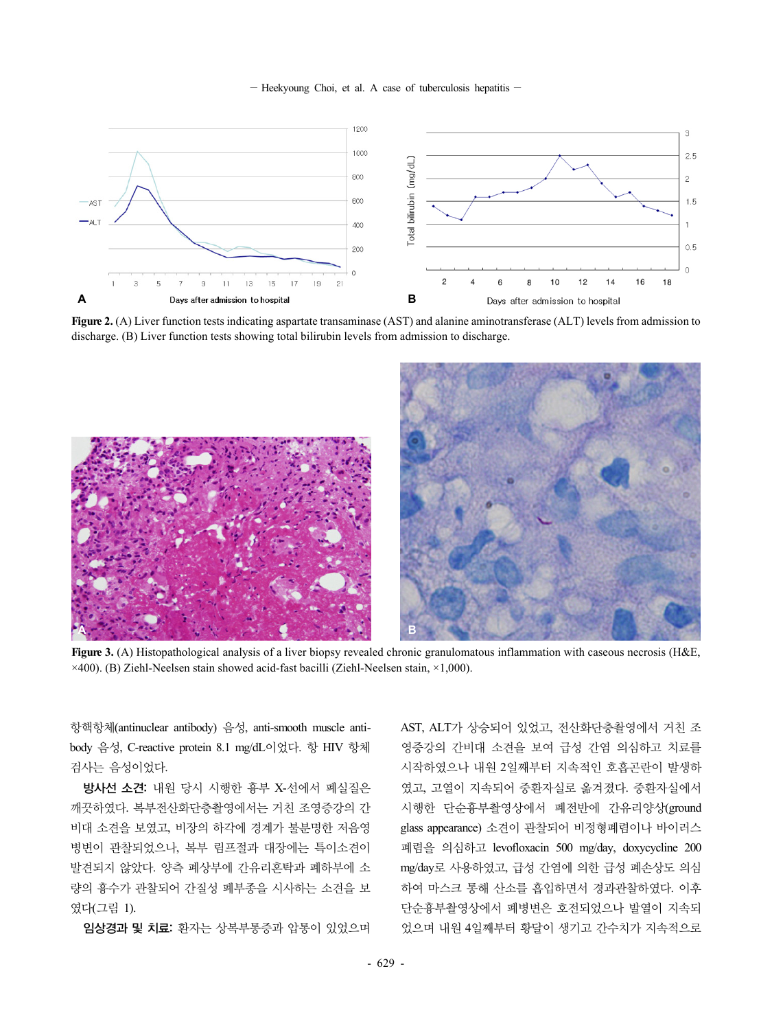**Figure 2.** (A) Liver function tests indicating aspartate transaminase (AST) and alanine aminotransferase (ALT) levels from admission to discharge. (B) Liver function tests showing total bilirubin levels from admission to discharge.

**Figure 3.** (A) Histopathological analysis of a liver biopsy revealed chronic granulomatous inflammation with caseous necrosis (H&E, ×400). (B) Ziehl-Neelsen stain showed acid-fast bacilli (Ziehl-Neelsen stain, ×1,000).

항핵항체(antinuclear antibody) 음성, anti-smooth muscle antibody 음성, C-reactive protein 8.1 mg/dL이었다. 항 HIV 항체 검사는 음성이었다.

**방사선 소견:** 내원 당시 시행한 흉부 X-선에서 폐실질은 깨끗하였다. 복부전산화단층촬영에서는 거친 조영증강의 간비대 소견을 보였고, 비장의 하각에 경계가 불분명한 저음영 병변이 관찰되었으나, 복부 림프절과 대장에는 특이소견이 발견되지 않았다. 양측 폐상부에 간유리혼탁과 폐하부에 소량의 흉수가 관찰되어 간질성 폐부종을 시사하는 소견을 보였다(그림 1).

**임상경과 및 치료:** 환자는 상복부통증과 압통이 있었으며 AST, ALT가 상승되어 있었고, 전산화단층촬영에서 거친 조영증강의 간비대 소견을 보여 급성 간염 의심하고 치료를 시작하였으나 내원 2일째부터 지속적인 호흡곤란이 발생하였고, 고열이 지속되어 중환자실로 옮겨졌다. 중환자실에서 시행한 단순흉부촬영상에서 폐전반에 간유리양상(ground glass appearance) 소견이 관찰되어 비정형폐렴이나 바이러스 폐렴을 의심하고 levofloxacin 500 mg/day, doxycycline 200 mg/day로 사용하였고, 급성 간염에 의한 급성 폐손상도 의심하여 마스크 통해 산소를 흡입하면서 경과관찰하였다. 이후 단순흉부촬영상에서 폐병변은 호전되었으나 발열이 지속되었으며 내원 4일째부터 황달이 생기고 간수치가 지속적으로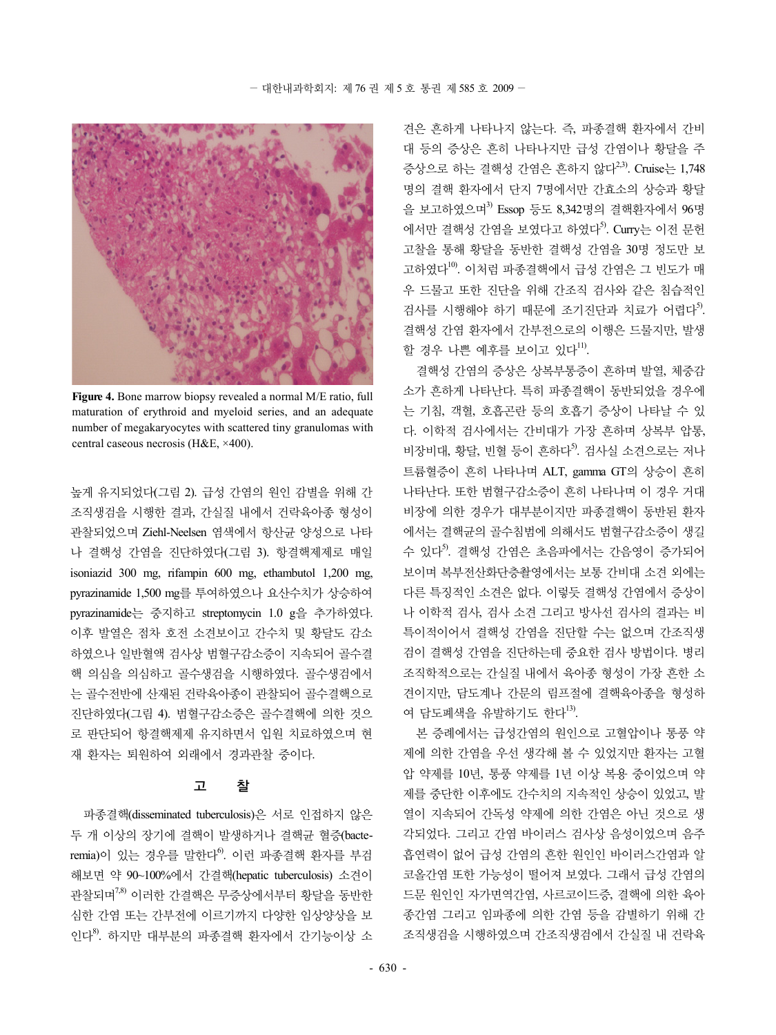**Figure 4.** Bone marrow biopsy revealed a normal M/E ratio, full maturation of erythroid and myeloid series, and an adequate number of megakaryocytes with scattered tiny granulomas with central caseous necrosis (H&E, ×400).

높게 유지되었다(그림 2). 급성 간염의 원인 감별을 위해 간조직생검을 시행한 결과, 간실질 내에서 건락육아종 형성이 관찰되었으며 Ziehl-Neelsen 염색에서 항산균 양성으로 나타나 결핵성 간염을 진단하였다(그림 3). 항결핵제제로 매일 isoniazid 300 mg, rifampin 600 mg, ethambutol 1,200 mg, pyrazinamide 1,500 mg를 투여하였으나 요산수치가 상승하여 pyrazinamide는 중지하고 streptomycin 1.0 g을 추가하였다. 이후 발열은 점차 호전 소견보이고 간수치 및 황달도 감소하였으나 일반혈액 검사상 범혈구감소증이 지속되어 골수결핵 의심을 의심하고 골수생검을 시행하였다. 골수생검에서는 골수전반에 산재된 건락육아종이 관찰되어 골수결핵으로 진단하였다(그림 4). 범혈구감소증은 골수결핵에 의한 것으로 판단되어 항결핵제제 유지하면서 입원 치료하였으며 현재 환자는 퇴원하여 외래에서 경과관찰 중이다.

## 고 찰

파종결핵(disseminated tuberculosis)은 서로 인접하지 않은 두 개 이상의 장기에 결핵이 발생하거나 결핵균 혈증(bacteremia)이 있는 경우를 말한다[6]. 이런 파종결핵 환자를 부검해보면 약 90~100%에서 간결핵(hepatic tuberculosis) 소견이 관찰되며[7,8] 이러한 간결핵은 무증상에서부터 황달을 동반한 심한 간염 또는 간부전에 이르기까지 다양한 임상양상을 보인다[8]. 하지만 대부분의 파종결핵 환자에서 간기능이상 소견은 흔하게 나타나지 않는다. 즉, 파종결핵 환자에서 간비대 등의 증상은 흔히 나타나지만 급성 간염이나 황달을 주 증상으로 하는 결핵성 간염은 흔하지 않다[2,3]. Cruise는 1,748명의 결핵 환자에서 단지 7명에서만 간효소의 상승과 황달을 보고하였으며[3] Essop 등도 8,342명의 결핵환자에서 96명에서만 결핵성 간염을 보였다고 하였다[5]. Curry는 이전 문헌고찰을 통해 황달을 동반한 결핵성 간염을 30명 정도만 보고하였다[10]. 이처럼 파종결핵에서 급성 간염은 그 빈도가 매우 드물고 또한 진단을 위해 간조직 검사와 같은 침습적인 검사를 시행해야 하기 때문에 조기진단과 치료가 어렵다[5]. 결핵성 간염 환자에서 간부전으로의 이행은 드물지만, 발생할 경우 나쁜 예후를 보이고 있다[11].

결핵성 간염의 증상은 상복부통증이 흔하며 발열, 체중감소가 흔하게 나타난다. 특히 파종결핵이 동반되었을 경우에는 기침, 객혈, 호흡곤란 등의 호흡기 증상이 나타날 수 있다. 이학적 검사에서는 간비대가 가장 흔하며 상복부 압통, 비장비대, 황달, 빈혈 등이 흔하다[5]. 검사실 소견으로는 저나트륨혈증이 흔히 나타나며 ALT, gamma GT의 상승이 흔히 나타난다. 또한 범혈구감소증이 흔히 나타나며 이 경우 거대비장에 의한 경우가 대부분이지만 파종결핵이 동반된 환자에서는 결핵균의 골수침범에 의해서도 범혈구감소증이 생길 수 있다[5]. 결핵성 간염은 초음파에서는 간음영이 증가되어 보이며 복부전산화단층촬영에서는 보통 간비대 소견 외에는 다른 특징적인 소견은 없다. 이렇듯 결핵성 간염에서 증상이나 이학적 검사, 검사 소견 그리고 방사선 검사의 결과는 비특이적이어서 결핵성 간염을 진단할 수는 없으며 간조직생검이 결핵성 간염을 진단하는데 중요한 검사 방법이다. 병리조직학적으로는 간실질 내에서 육아종 형성이 가장 흔한 소견이지만, 담도계나 간문의 림프절에 결핵육아종을 형성하여 담도폐색을 유발하기도 한다[13].

본 증례에서는 급성간염의 원인으로 고혈압이나 통풍 약제에 의한 간염을 우선 생각해 볼 수 있었지만 환자는 고혈압 약제를 10년, 통풍 약제를 1년 이상 복용 중이었으며 약제를 중단한 이후에도 간수치의 지속적인 상승이 있었고, 발열이 지속되어 간독성 약제에 의한 간염은 아닌 것으로 생각되었다. 그리고 간염 바이러스 검사상 음성이었으며 음주흡연력이 없어 급성 간염의 흔한 원인인 바이러스간염과 알코올간염 또한 가능성이 떨어져 보였다. 그래서 급성 간염의 드문 원인인 자가면역간염, 사르코이드증, 결핵에 의한 육아종간염 그리고 임파종에 의한 간염 등을 감별하기 위해 간조직생검을 시행하였으며 간조직생검에서 간실질 내 건락육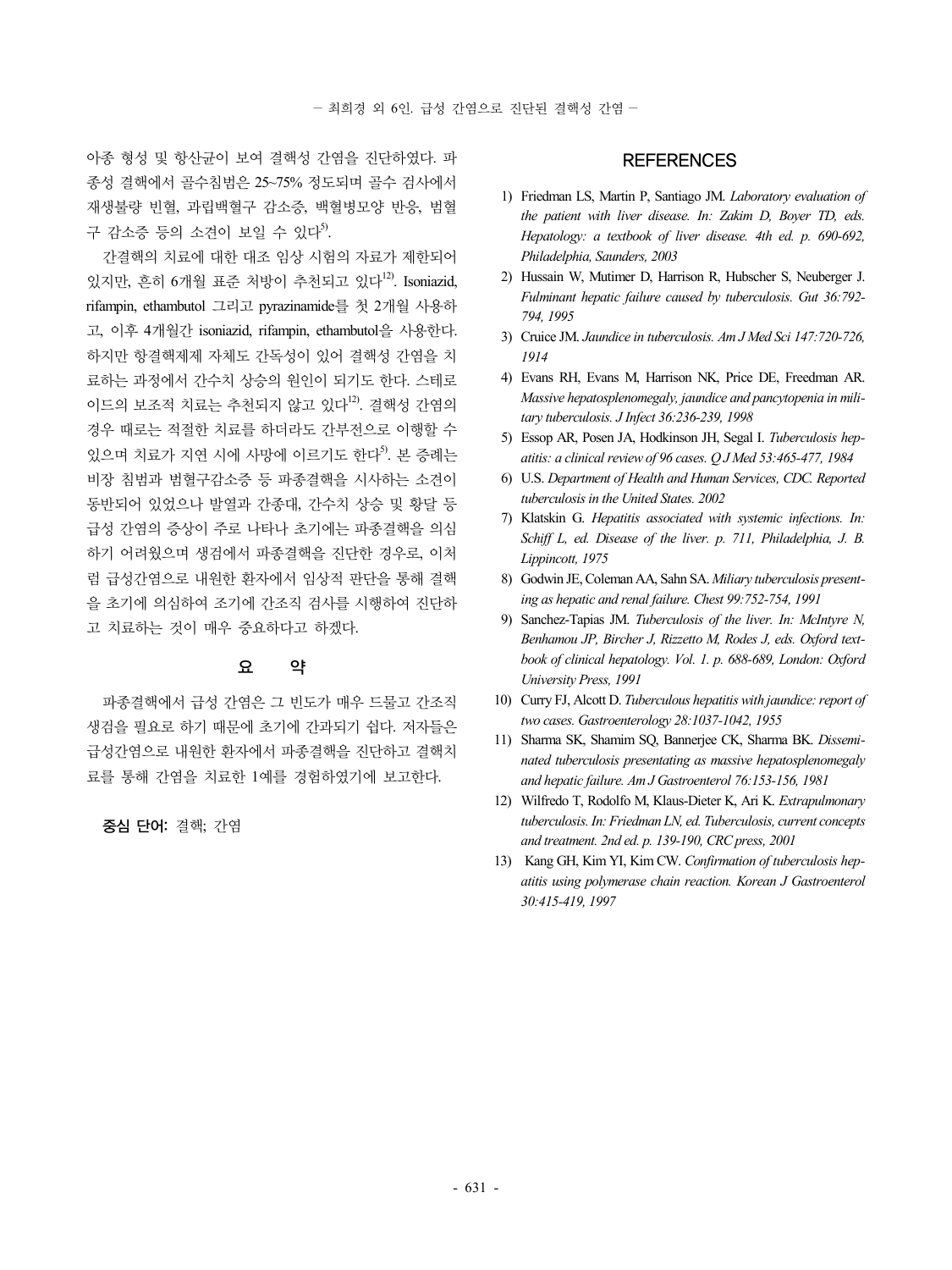아종 형성 및 항산균이 보여 결핵성 간염을 진단하였다. 파종성 결핵에서 골수침범은 25~75% 정도되며 골수 검사에서 재생불량 빈혈, 과립백혈구 감소증, 백혈병모양 반응, 범혈구 감소증 등의 소견이 보일 수 있다[5].

간결핵의 치료에 대한 대조 임상 시험의 자료가 제한되어 있지만, 흔히 6개월 표준 처방이 추천되고 있다[12]. Isoniazid, rifampin, ethambutol 그리고 pyrazinamide를 첫 2개월 사용하고, 이후 4개월간 isoniazid, rifampin, ethambutol을 사용한다. 하지만 항결핵제제 자체도 간독성이 있어 결핵성 간염을 치료하는 과정에서 간수치 상승의 원인이 되기도 한다. 스테로이드의 보조적 치료는 추천되지 않고 있다[12]. 결핵성 간염의 경우 때로는 적절한 치료를 하더라도 간부전으로 이행할 수 있으며 치료가 지연 시에 사망에 이르기도 한다[5]. 본 증례는 비장 침범과 범혈구감소증 등 파종결핵을 시사하는 소견이 동반되어 있었으나 발열과 간종대, 간수치 상승 및 황달 등 급성 간염의 증상이 주로 나타나 초기에는 파종결핵을 의심하기 어려웠으며 생검에서 파종결핵을 진단한 경우로, 이처럼 급성간염으로 내원한 환자에서 임상적 판단을 통해 결핵을 초기에 의심하여 조기에 간조직 검사를 시행하여 진단하고 치료하는 것이 매우 중요하다고 하겠다.

## 요 약

파종결핵에서 급성 간염은 그 빈도가 매우 드물고 간조직 생검을 필요로 하기 때문에 초기에 간과되기 쉽다. 저자들은 급성간염으로 내원한 환자에서 파종결핵을 진단하고 결핵치료를 통해 간염을 치료한 1예를 경험하였기에 보고한다.

**중심 단어:** 결핵; 간염

## REFERENCES

1) Friedman LS, Martin P, Santiago JM. *Laboratory evaluation of the patient with liver disease. In: Zakim D, Boyer TD, eds. Hepatology: a textbook of liver disease. 4th ed. p. 690-692, Philadelphia, Saunders, 2003*
2) Hussain W, Mutimer D, Harrison R, Hubscher S, Neuberger J. *Fulminant hepatic failure caused by tuberculosis. Gut 36:792-794, 1995*
3) Cruice JM. *Jaundice in tuberculosis. Am J Med Sci 147:720-726, 1914*
4) Evans RH, Evans M, Harrison NK, Price DE, Freedman AR. *Massive hepatosplenomegaly, jaundice and pancytopenia in military tuberculosis. J Infect 36:236-239, 1998*
5) Essop AR, Posen JA, Hodkinson JH, Segal I. *Tuberculosis hepatitis: a clinical review of 96 cases. Q J Med 53:465-477, 1984*
6) U.S. *Department of Health and Human Services, CDC. Reported tuberculosis in the United States. 2002*
7) Klatskin G. *Hepatitis associated with systemic infections. In: Schiff L, ed. Disease of the liver. p. 711, Philadelphia, J. B. Lippincott, 1975*
8) Godwin JE, Coleman AA, Sahn SA. *Miliary tuberculosis presenting as hepatic and renal failure. Chest 99:752-754, 1991*
9) Sanchez-Tapias JM. *Tuberculosis of the liver. In: McIntyre N, Benhamou JP, Bircher J, Rizzetto M, Rodes J, eds. Oxford textbook of clinical hepatology. Vol. 1. p. 688-689, London: Oxford University Press, 1991*
10) Curry FJ, Alcott D. *Tuberculous hepatitis with jaundice: report of two cases. Gastroenterology 28:1037-1042, 1955*
11) Sharma SK, Shamim SQ, Bannerjee CK, Sharma BK. *Disseminated tuberculosis presentating as massive hepatosplenomegaly and hepatic failure. Am J Gastroenterol 76:153-156, 1981*
12) Wilfredo T, Rodolfo M, Klaus-Dieter K, Ari K. *Extrapulmonary tuberculosis. In: Friedman LN, ed. Tuberculosis, current concepts and treatment. 2nd ed. p. 139-190, CRC press, 2001*
13) Kang GH, Kim YI, Kim CW. *Confirmation of tuberculosis hepatitis using polymerase chain reaction. Korean J Gastroenterol 30:415-419, 1997*